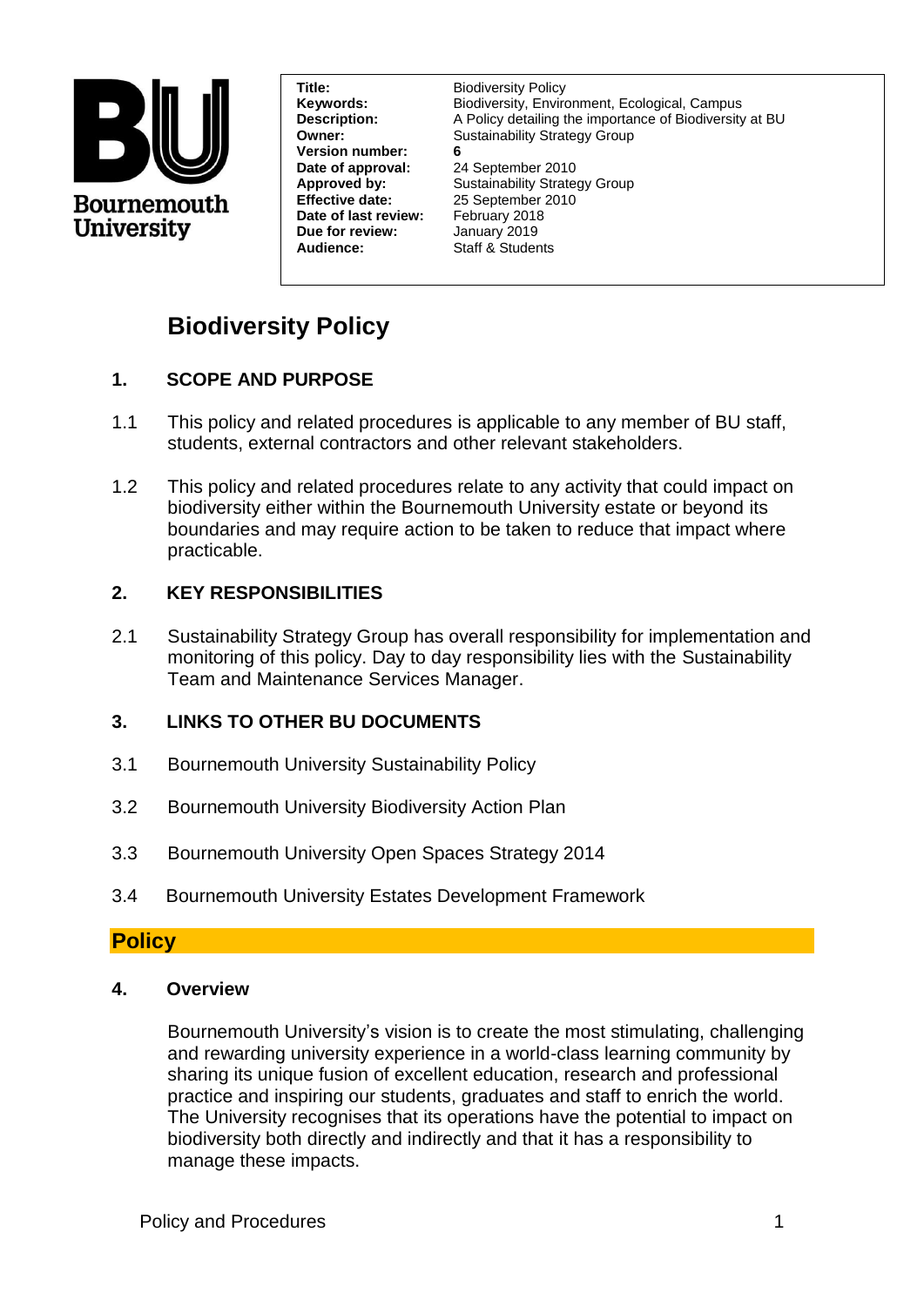Bournemouth University

| | |
|---|---|
| **Title:** | Biodiversity Policy |
| **Keywords:** | Biodiversity, Environment, Ecological, Campus |
| **Description:** | A Policy detailing the importance of Biodiversity at BU |
| **Owner:** | Sustainability Strategy Group |
| **Version number:** | **6** |
| **Date of approval:** | 24 September 2010 |
| **Approved by:** | Sustainability Strategy Group |
| **Effective date:** | 25 September 2010 |
| **Date of last review:** | February 2018 |
| **Due for review:** | January 2019 |
| **Audience:** | Staff & Students |

# Biodiversity Policy

## 1. SCOPE AND PURPOSE

1.1 This policy and related procedures is applicable to any member of BU staff, students, external contractors and other relevant stakeholders.

1.2 This policy and related procedures relate to any activity that could impact on biodiversity either within the Bournemouth University estate or beyond its boundaries and may require action to be taken to reduce that impact where practicable.

## 2. KEY RESPONSIBILITIES

2.1 Sustainability Strategy Group has overall responsibility for implementation and monitoring of this policy. Day to day responsibility lies with the Sustainability Team and Maintenance Services Manager.

## 3. LINKS TO OTHER BU DOCUMENTS

3.1 Bournemouth University Sustainability Policy

3.2 Bournemouth University Biodiversity Action Plan

3.3 Bournemouth University Open Spaces Strategy 2014

3.4 Bournemouth University Estates Development Framework

## Policy

### 4. Overview

Bournemouth University's vision is to create the most stimulating, challenging and rewarding university experience in a world-class learning community by sharing its unique fusion of excellent education, research and professional practice and inspiring our students, graduates and staff to enrich the world. The University recognises that its operations have the potential to impact on biodiversity both directly and indirectly and that it has a responsibility to manage these impacts.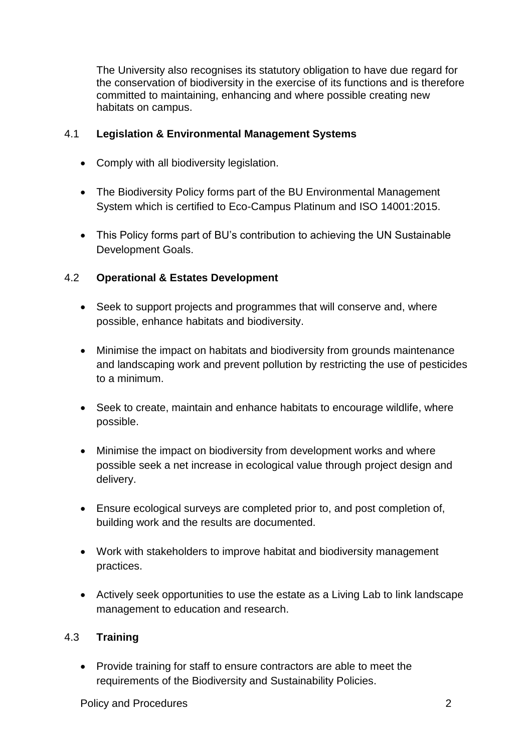The University also recognises its statutory obligation to have due regard for the conservation of biodiversity in the exercise of its functions and is therefore committed to maintaining, enhancing and where possible creating new habitats on campus.

### 4.1 Legislation & Environmental Management Systems

- Comply with all biodiversity legislation.
- The Biodiversity Policy forms part of the BU Environmental Management System which is certified to Eco-Campus Platinum and ISO 14001:2015.
- This Policy forms part of BU's contribution to achieving the UN Sustainable Development Goals.

### 4.2 Operational & Estates Development

- Seek to support projects and programmes that will conserve and, where possible, enhance habitats and biodiversity.
- Minimise the impact on habitats and biodiversity from grounds maintenance and landscaping work and prevent pollution by restricting the use of pesticides to a minimum.
- Seek to create, maintain and enhance habitats to encourage wildlife, where possible.
- Minimise the impact on biodiversity from development works and where possible seek a net increase in ecological value through project design and delivery.
- Ensure ecological surveys are completed prior to, and post completion of, building work and the results are documented.
- Work with stakeholders to improve habitat and biodiversity management practices.
- Actively seek opportunities to use the estate as a Living Lab to link landscape management to education and research.

### 4.3 Training

- Provide training for staff to ensure contractors are able to meet the requirements of the Biodiversity and Sustainability Policies.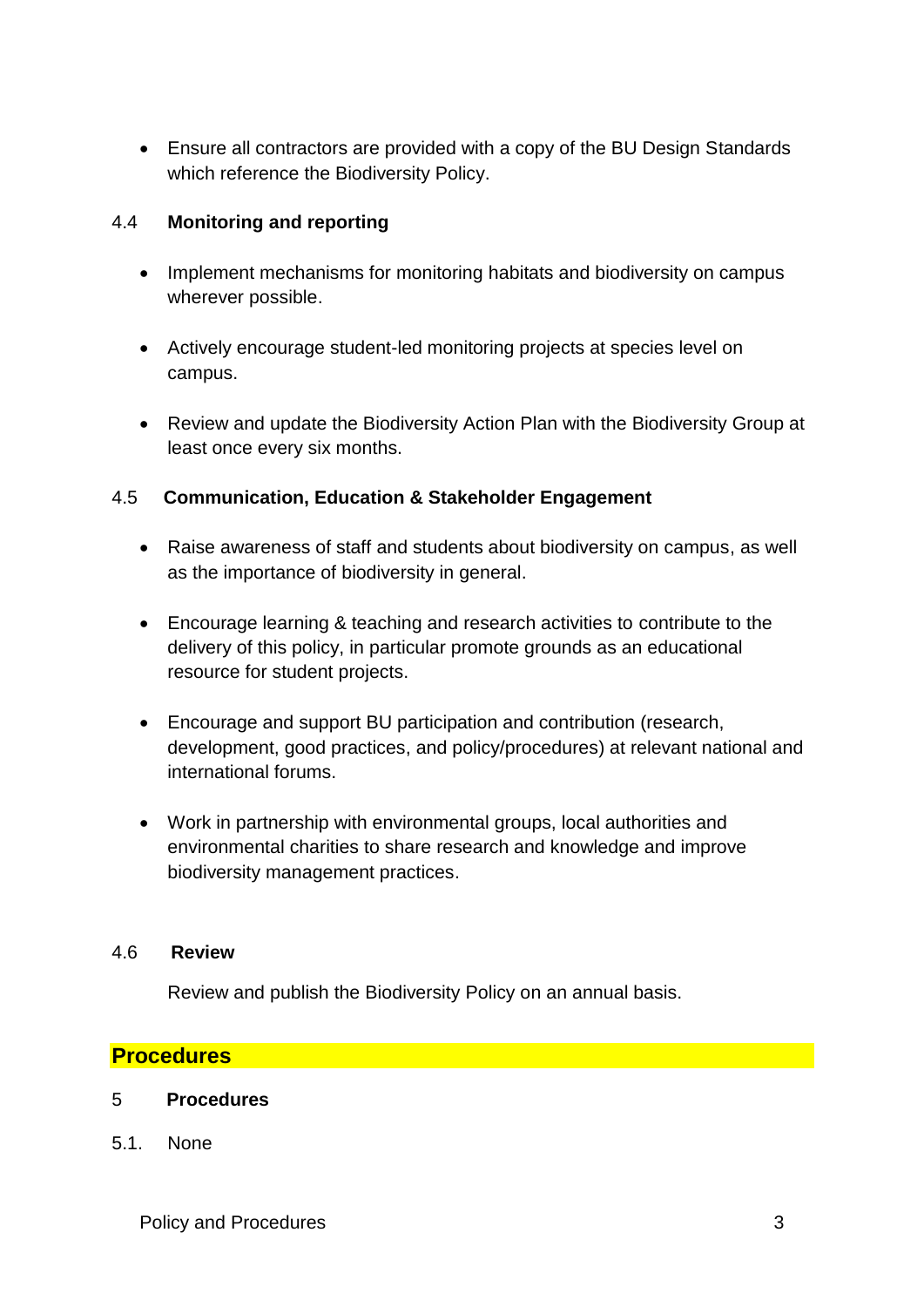- Ensure all contractors are provided with a copy of the BU Design Standards which reference the Biodiversity Policy.

4.4 **Monitoring and reporting**

- Implement mechanisms for monitoring habitats and biodiversity on campus wherever possible.
- Actively encourage student-led monitoring projects at species level on campus.
- Review and update the Biodiversity Action Plan with the Biodiversity Group at least once every six months.

4.5 **Communication, Education & Stakeholder Engagement**

- Raise awareness of staff and students about biodiversity on campus, as well as the importance of biodiversity in general.
- Encourage learning & teaching and research activities to contribute to the delivery of this policy, in particular promote grounds as an educational resource for student projects.
- Encourage and support BU participation and contribution (research, development, good practices, and policy/procedures) at relevant national and international forums.
- Work in partnership with environmental groups, local authorities and environmental charities to share research and knowledge and improve biodiversity management practices.

4.6 **Review**

Review and publish the Biodiversity Policy on an annual basis.

## Procedures

5 **Procedures**

5.1. None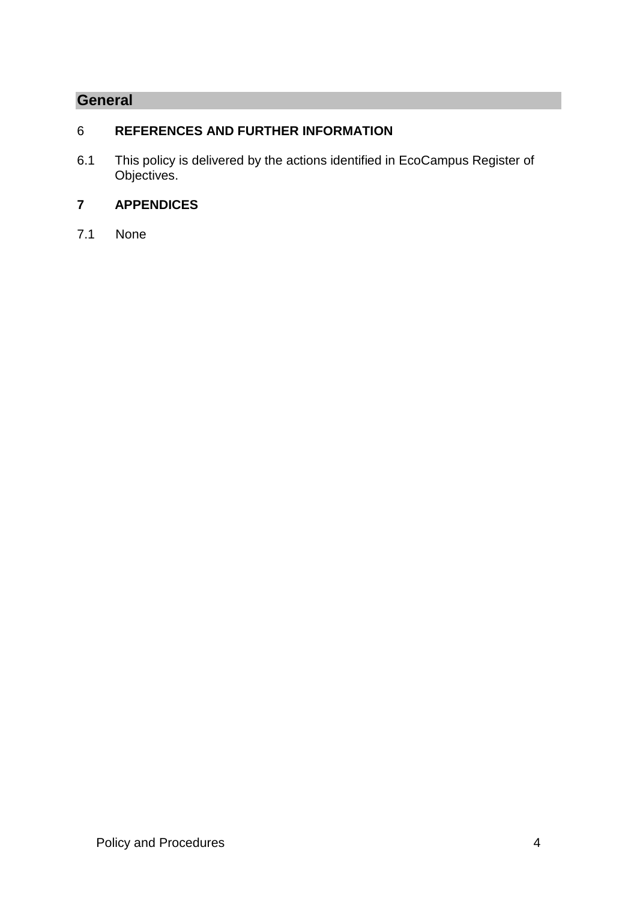## General

### 6 REFERENCES AND FURTHER INFORMATION

6.1 This policy is delivered by the actions identified in EcoCampus Register of Objectives.

### 7 APPENDICES

7.1 None